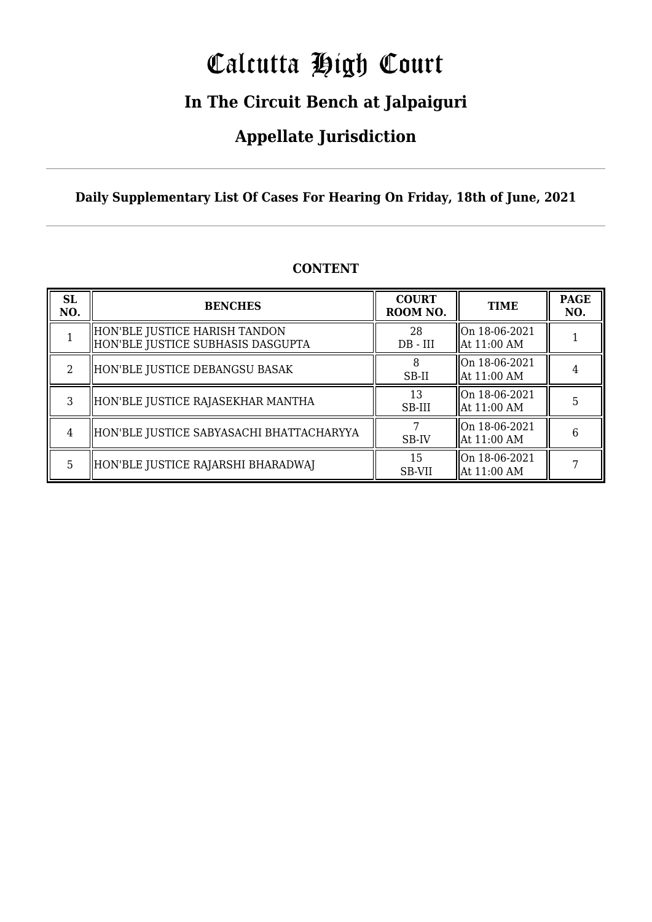# Calcutta High Court

## In The Circuit Bench at Jalpaiguri

## Appellate Jurisdiction

**Daily Supplementary List Of Cases For Hearing On Friday, 18th of June, 2021**

**CONTENT**

| SL NO. | BENCHES | COURT ROOM NO. | TIME | PAGE NO. |
|---|---|---|---|---|
| 1 | HON'BLE JUSTICE HARISH TANDON<br>HON'BLE JUSTICE SUBHASIS DASGUPTA | 28<br>DB - III | On 18-06-2021<br>At 11:00 AM | 1 |
| 2 | HON'BLE JUSTICE DEBANGSU BASAK | 8<br>SB-II | On 18-06-2021<br>At 11:00 AM | 4 |
| 3 | HON'BLE JUSTICE RAJASEKHAR MANTHA | 13<br>SB-III | On 18-06-2021<br>At 11:00 AM | 5 |
| 4 | HON'BLE JUSTICE SABYASACHI BHATTACHARYYA | 7<br>SB-IV | On 18-06-2021<br>At 11:00 AM | 6 |
| 5 | HON'BLE JUSTICE RAJARSHI BHARADWAJ | 15<br>SB-VII | On 18-06-2021<br>At 11:00 AM | 7 |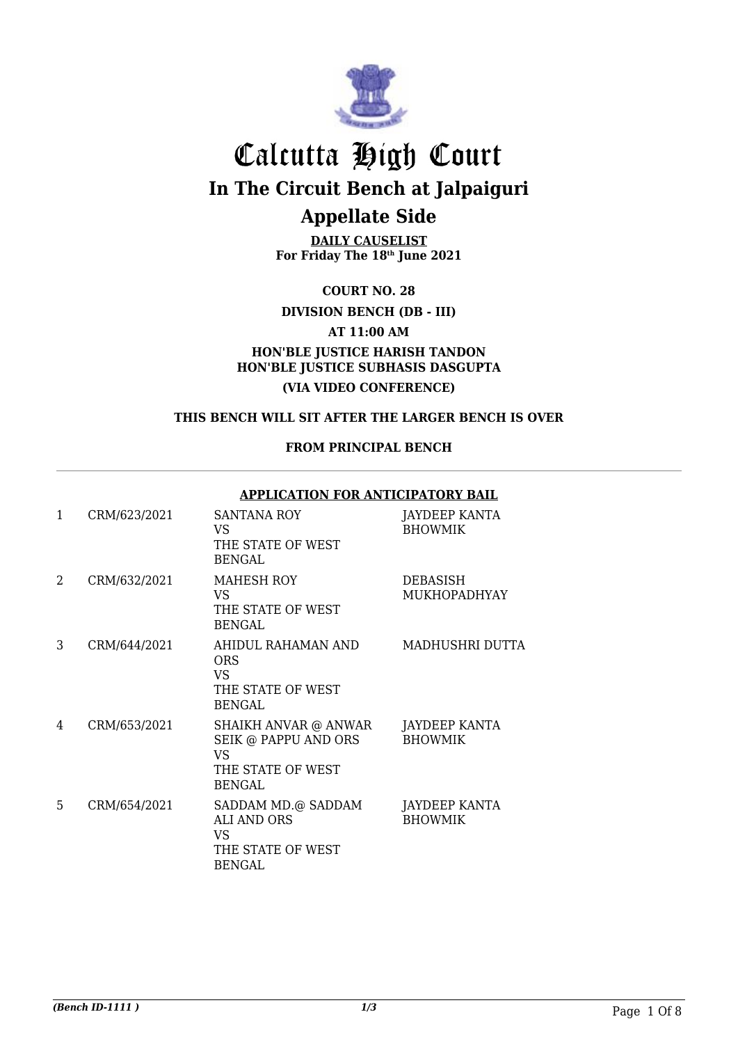# Calcutta High Court

## In The Circuit Bench at Jalpaiguri

## Appellate Side

**DAILY CAUSELIST**
**For Friday The 18th June 2021**

**COURT NO. 28**

**DIVISION BENCH (DB - III)**

**AT 11:00 AM**

**HON'BLE JUSTICE HARISH TANDON**
**HON'BLE JUSTICE SUBHASIS DASGUPTA**

**(VIA VIDEO CONFERENCE)**

**THIS BENCH WILL SIT AFTER THE LARGER BENCH IS OVER**

**FROM PRINCIPAL BENCH**

**APPLICATION FOR ANTICIPATORY BAIL**

| | | | |
|---|---|---|---|
| 1 | CRM/623/2021 | SANTANA ROY<br>VS<br>THE STATE OF WEST BENGAL | JAYDEEP KANTA BHOWMIK |
| 2 | CRM/632/2021 | MAHESH ROY<br>VS<br>THE STATE OF WEST BENGAL | DEBASISH MUKHOPADHYAY |
| 3 | CRM/644/2021 | AHIDUL RAHAMAN AND ORS<br>VS<br>THE STATE OF WEST BENGAL | MADHUSHRI DUTTA |
| 4 | CRM/653/2021 | SHAIKH ANVAR @ ANWAR SEIK @ PAPPU AND ORS<br>VS<br>THE STATE OF WEST BENGAL | JAYDEEP KANTA BHOWMIK |
| 5 | CRM/654/2021 | SADDAM MD.@ SADDAM ALI AND ORS<br>VS<br>THE STATE OF WEST BENGAL | JAYDEEP KANTA BHOWMIK |

*(Bench ID-1111 )* *1/3*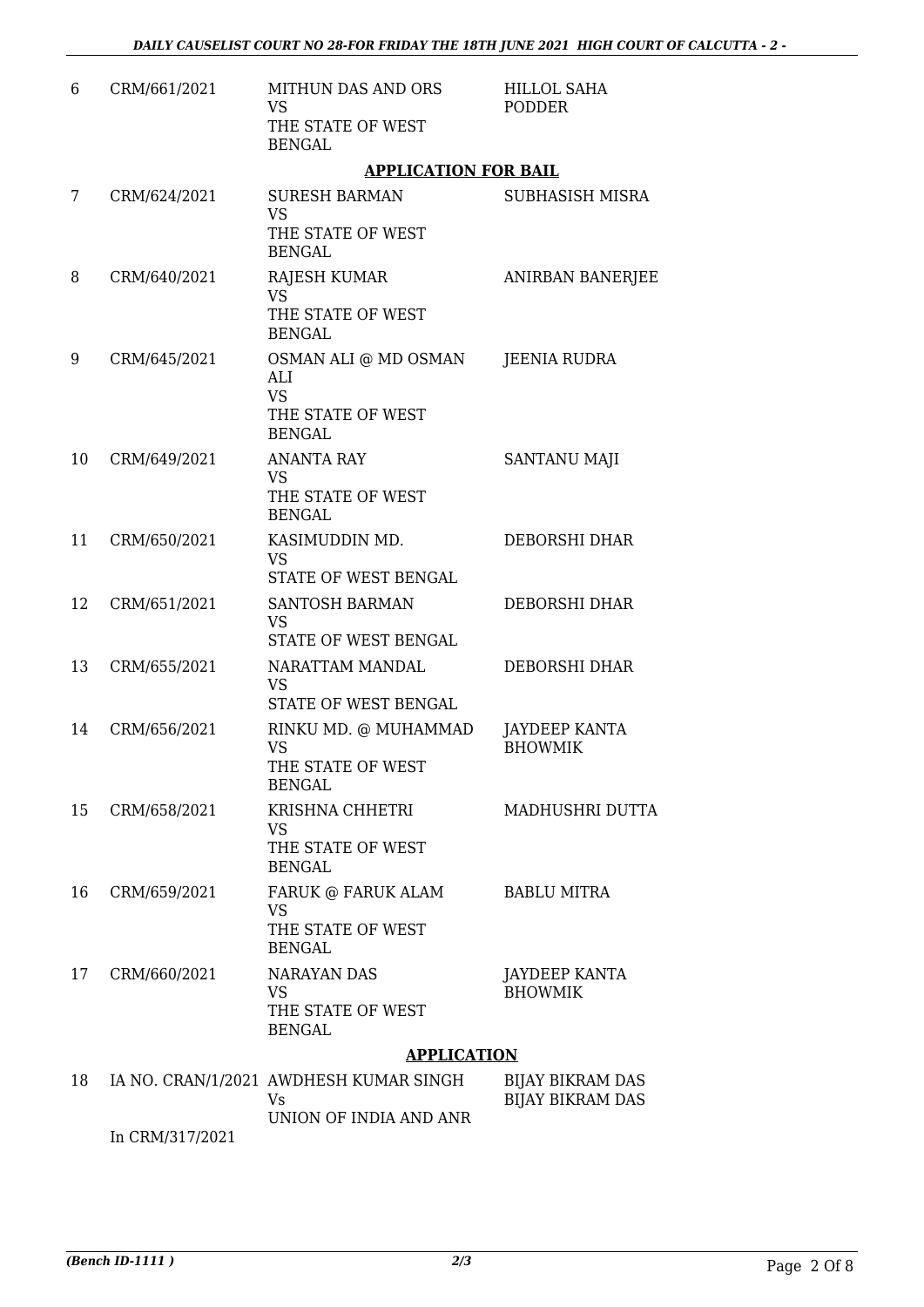| | | | |
|---|---|---|---|
| 6 | CRM/661/2021 | MITHUN DAS AND ORS<br>VS<br>THE STATE OF WEST BENGAL | HILLOL SAHA PODDER |

**APPLICATION FOR BAIL**

| | | | |
|---|---|---|---|
| 7 | CRM/624/2021 | SURESH BARMAN<br>VS<br>THE STATE OF WEST BENGAL | SUBHASISH MISRA |
| 8 | CRM/640/2021 | RAJESH KUMAR<br>VS<br>THE STATE OF WEST BENGAL | ANIRBAN BANERJEE |
| 9 | CRM/645/2021 | OSMAN ALI @ MD OSMAN ALI<br>VS<br>THE STATE OF WEST BENGAL | JEENIA RUDRA |
| 10 | CRM/649/2021 | ANANTA RAY<br>VS<br>THE STATE OF WEST BENGAL | SANTANU MAJI |
| 11 | CRM/650/2021 | KASIMUDDIN MD.<br>VS<br>STATE OF WEST BENGAL | DEBORSHI DHAR |
| 12 | CRM/651/2021 | SANTOSH BARMAN<br>VS<br>STATE OF WEST BENGAL | DEBORSHI DHAR |
| 13 | CRM/655/2021 | NARATTAM MANDAL<br>VS<br>STATE OF WEST BENGAL | DEBORSHI DHAR |
| 14 | CRM/656/2021 | RINKU MD. @ MUHAMMAD<br>VS<br>THE STATE OF WEST BENGAL | JAYDEEP KANTA BHOWMIK |
| 15 | CRM/658/2021 | KRISHNA CHHETRI<br>VS<br>THE STATE OF WEST BENGAL | MADHUSHRI DUTTA |
| 16 | CRM/659/2021 | FARUK @ FARUK ALAM<br>VS<br>THE STATE OF WEST BENGAL | BABLU MITRA |
| 17 | CRM/660/2021 | NARAYAN DAS<br>VS<br>THE STATE OF WEST BENGAL | JAYDEEP KANTA BHOWMIK |

**APPLICATION**

| | | | |
|---|---|---|---|
| 18 | IA NO. CRAN/1/2021<br>In CRM/317/2021 | AWDHESH KUMAR SINGH<br>Vs<br>UNION OF INDIA AND ANR | BIJAY BIKRAM DAS<br>BIJAY BIKRAM DAS |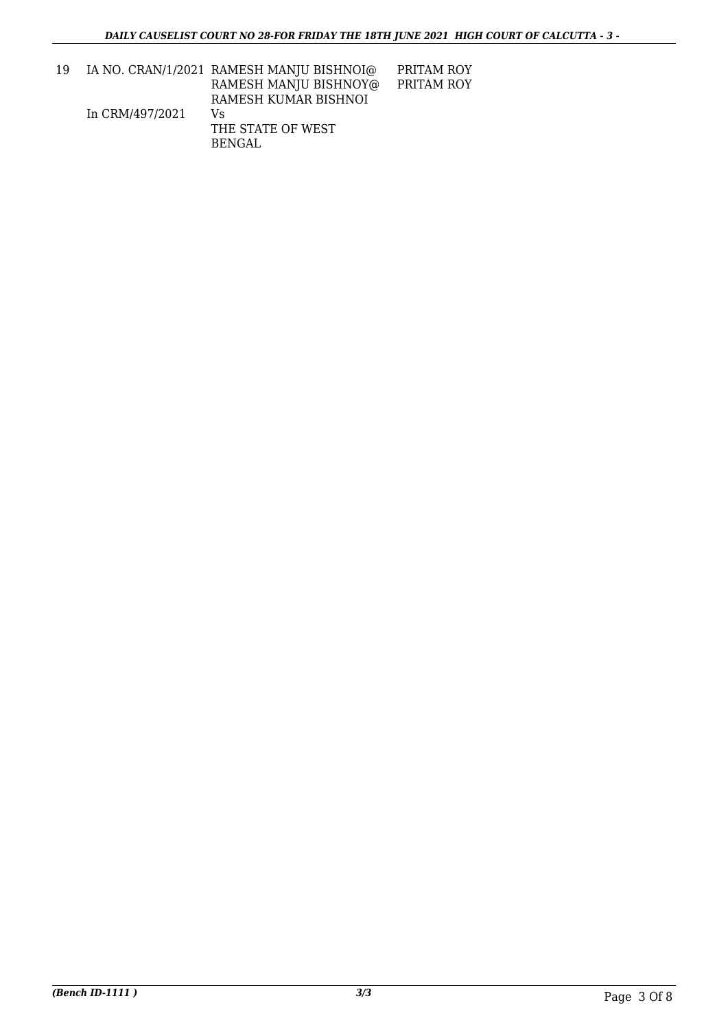| 19 | IA NO. CRAN/1/2021<br>In CRM/497/2021 | RAMESH MANJU BISHNOI@<br>RAMESH MANJU BISHNOY@<br>RAMESH KUMAR BISHNOI<br>Vs<br>THE STATE OF WEST<br>BENGAL | PRITAM ROY<br>PRITAM ROY |
|---|---|---|---|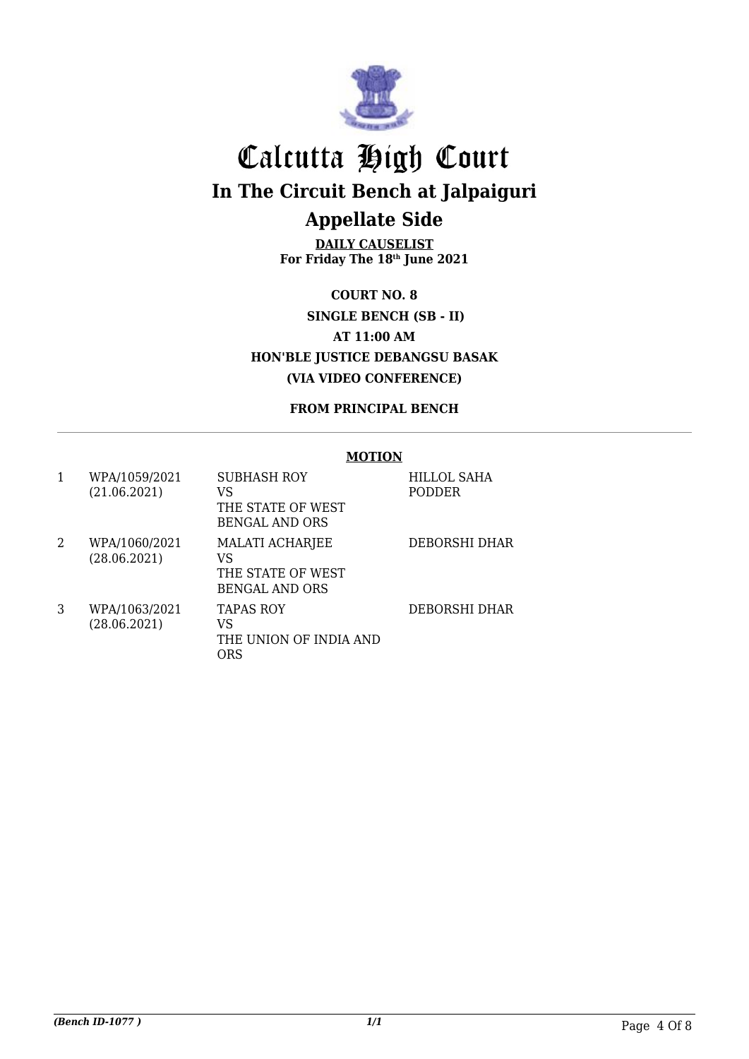# Calcutta High Court

## In The Circuit Bench at Jalpaiguri

## Appellate Side

**DAILY CAUSELIST**
**For Friday The 18th June 2021**

**COURT NO. 8**

**SINGLE BENCH (SB - II)**

**AT 11:00 AM**

**HON'BLE JUSTICE DEBANGSU BASAK**

**(VIA VIDEO CONFERENCE)**

**FROM PRINCIPAL BENCH**

**MOTION**

| | | | |
|---|---|---|---|
| 1 | WPA/1059/2021 (21.06.2021) | SUBHASH ROY VS THE STATE OF WEST BENGAL AND ORS | HILLOL SAHA PODDER |
| 2 | WPA/1060/2021 (28.06.2021) | MALATI ACHARJEE VS THE STATE OF WEST BENGAL AND ORS | DEBORSHI DHAR |
| 3 | WPA/1063/2021 (28.06.2021) | TAPAS ROY VS THE UNION OF INDIA AND ORS | DEBORSHI DHAR |

*(Bench ID-1077 )*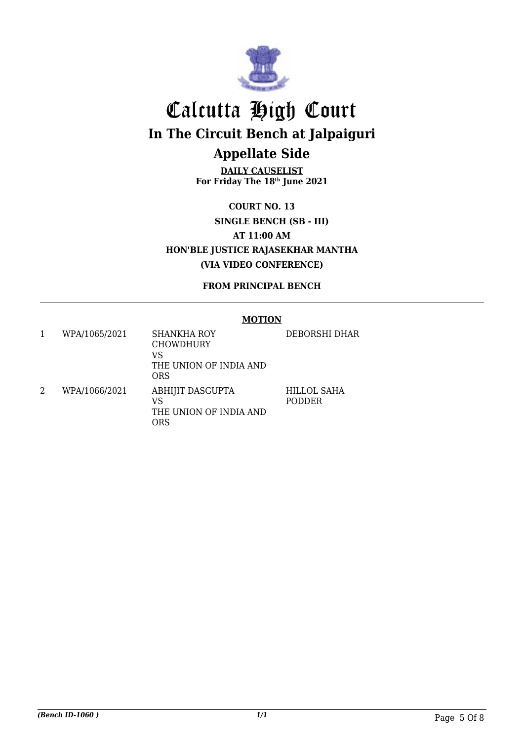# Calcutta High Court

## In The Circuit Bench at Jalpaiguri

## Appellate Side

**DAILY CAUSELIST**
**For Friday The 18th June 2021**

**COURT NO. 13**

**SINGLE BENCH (SB - III)**

**AT 11:00 AM**

**HON'BLE JUSTICE RAJASEKHAR MANTHA**

**(VIA VIDEO CONFERENCE)**

**FROM PRINCIPAL BENCH**

**MOTION**

| | | | |
|---|---|---|---|
| 1 | WPA/1065/2021 | SHANKHA ROY CHOWDHURY VS THE UNION OF INDIA AND ORS | DEBORSHI DHAR |
| 2 | WPA/1066/2021 | ABHIJIT DASGUPTA VS THE UNION OF INDIA AND ORS | HILLOL SAHA PODDER |

*(Bench ID-1060 )*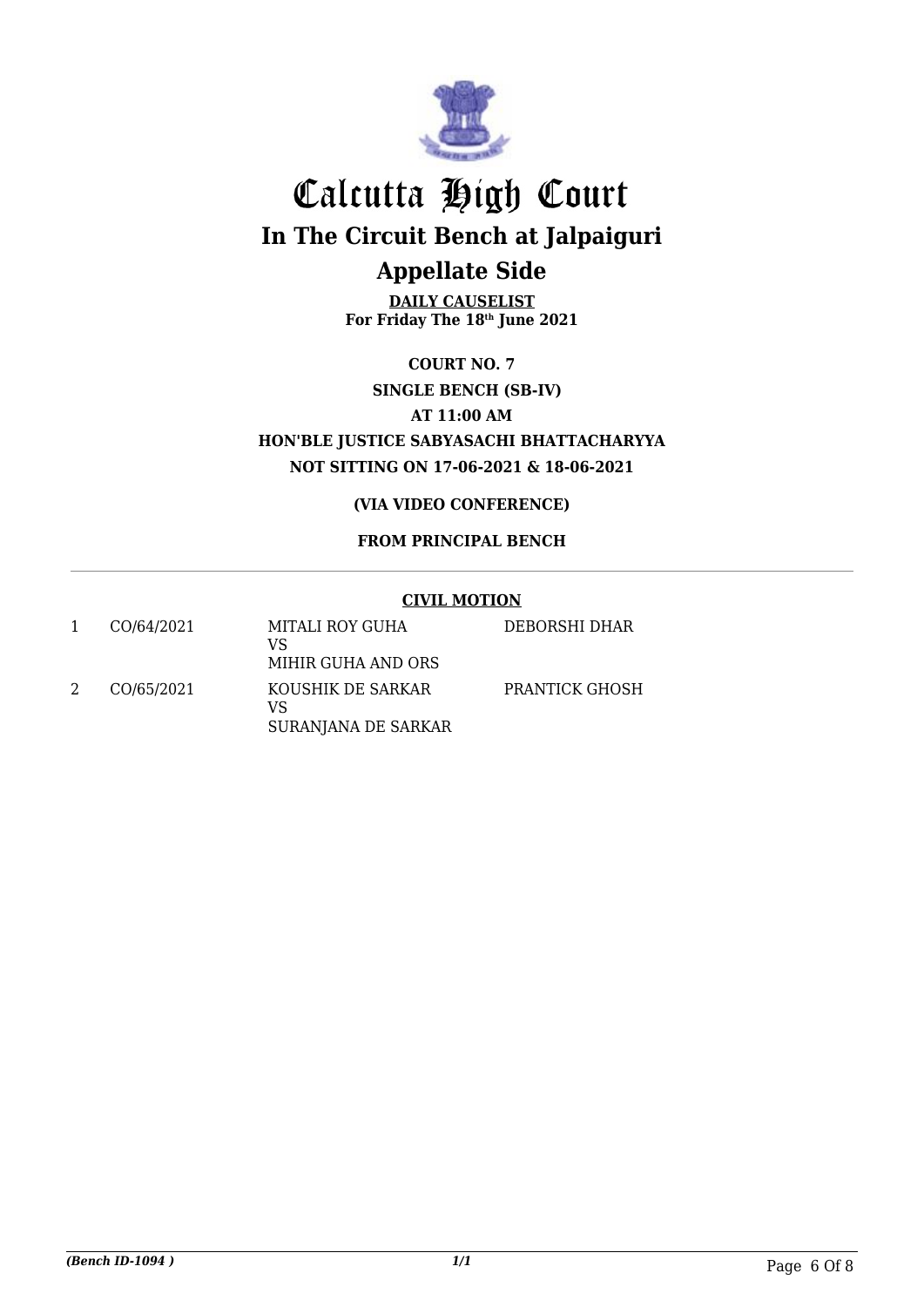# Calcutta High Court

## In The Circuit Bench at Jalpaiguri

## Appellate Side

**DAILY CAUSELIST**
**For Friday The 18th June 2021**

**COURT NO. 7**
**SINGLE BENCH (SB-IV)**
**AT 11:00 AM**
**HON'BLE JUSTICE SABYASACHI BHATTACHARYYA**
**NOT SITTING ON 17-06-2021 & 18-06-2021**

**(VIA VIDEO CONFERENCE)**

**FROM PRINCIPAL BENCH**

**CIVIL MOTION**

| | | | |
|---|---|---|---|
| 1 | CO/64/2021 | MITALI ROY GUHA<br>VS<br>MIHIR GUHA AND ORS | DEBORSHI DHAR |
| 2 | CO/65/2021 | KOUSHIK DE SARKAR<br>VS<br>SURANJANA DE SARKAR | PRANTICK GHOSH |

*(Bench ID-1094 )* 1/1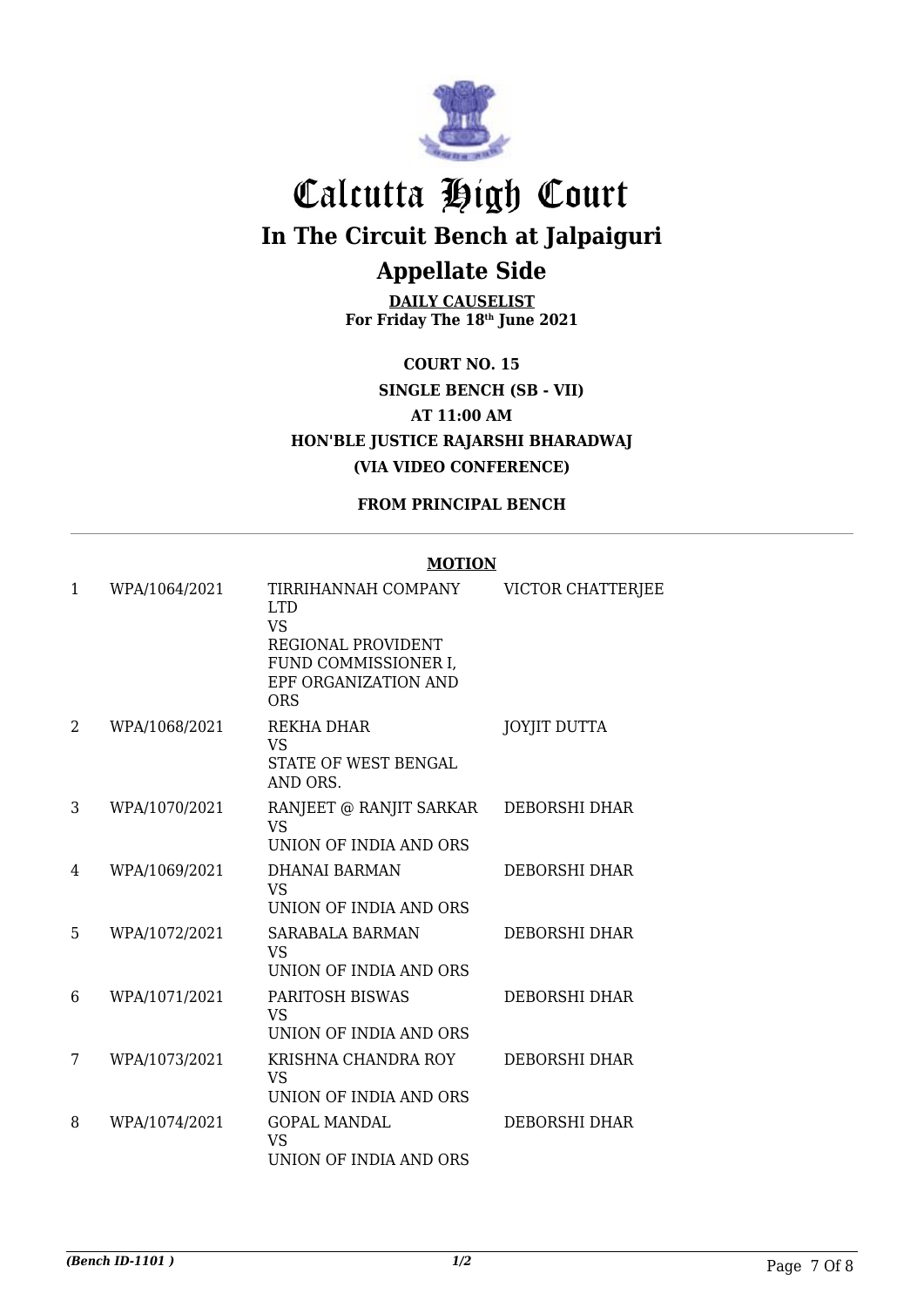# Calcutta High Court

## In The Circuit Bench at Jalpaiguri

## Appellate Side

**DAILY CAUSELIST**
**For Friday The 18th June 2021**

**COURT NO. 15**

**SINGLE BENCH (SB - VII)**

**AT 11:00 AM**

**HON'BLE JUSTICE RAJARSHI BHARADWAJ**

**(VIA VIDEO CONFERENCE)**

**FROM PRINCIPAL BENCH**

**MOTION**

| | | | |
|---|---|---|---|
| 1 | WPA/1064/2021 | TIRRIHANNAH COMPANY LTD VS REGIONAL PROVIDENT FUND COMMISSIONER I, EPF ORGANIZATION AND ORS | VICTOR CHATTERJEE |
| 2 | WPA/1068/2021 | REKHA DHAR VS STATE OF WEST BENGAL AND ORS. | JOYJIT DUTTA |
| 3 | WPA/1070/2021 | RANJEET @ RANJIT SARKAR VS UNION OF INDIA AND ORS | DEBORSHI DHAR |
| 4 | WPA/1069/2021 | DHANAI BARMAN VS UNION OF INDIA AND ORS | DEBORSHI DHAR |
| 5 | WPA/1072/2021 | SARABALA BARMAN VS UNION OF INDIA AND ORS | DEBORSHI DHAR |
| 6 | WPA/1071/2021 | PARITOSH BISWAS VS UNION OF INDIA AND ORS | DEBORSHI DHAR |
| 7 | WPA/1073/2021 | KRISHNA CHANDRA ROY VS UNION OF INDIA AND ORS | DEBORSHI DHAR |
| 8 | WPA/1074/2021 | GOPAL MANDAL VS UNION OF INDIA AND ORS | DEBORSHI DHAR |

*(Bench ID-1101 )* *1/2*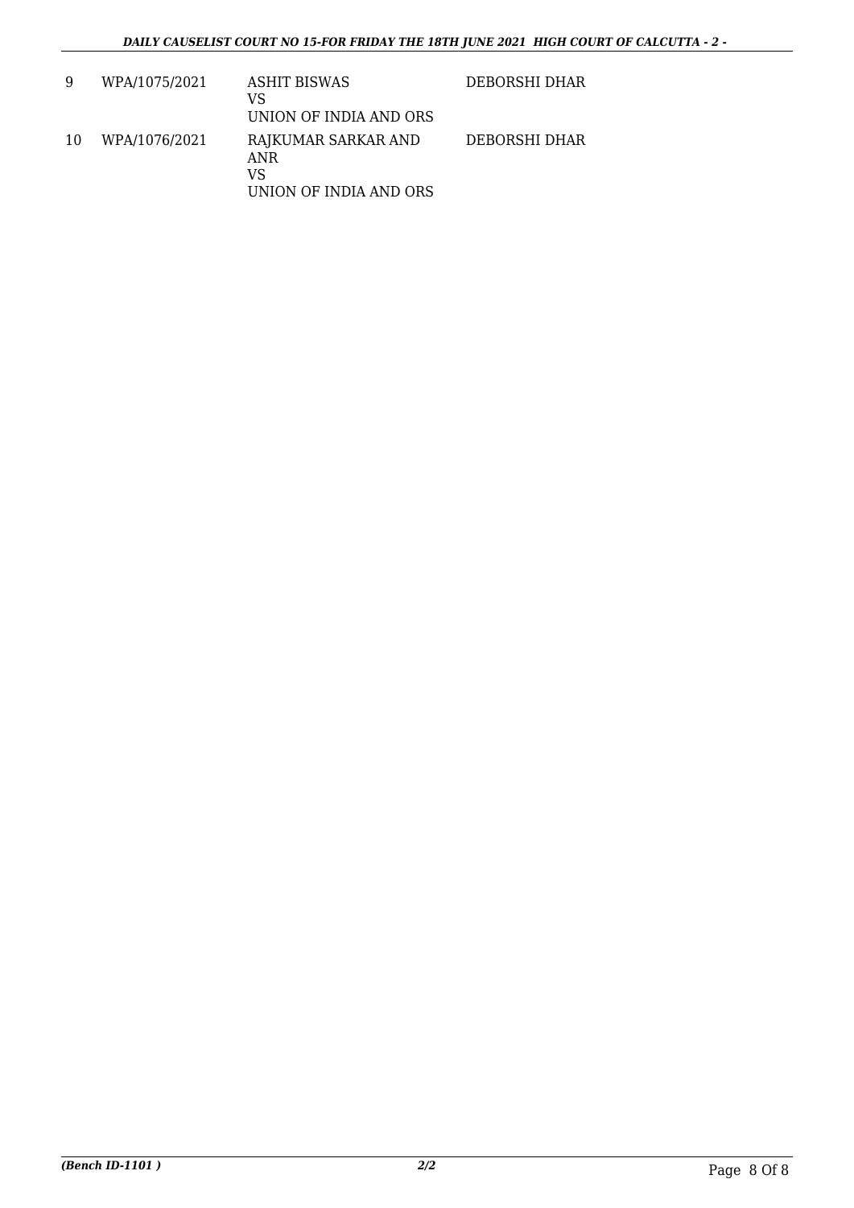| | | | |
|---|---|---|---|
| 9 | WPA/1075/2021 | ASHIT BISWAS<br>VS<br>UNION OF INDIA AND ORS | DEBORSHI DHAR |
| 10 | WPA/1076/2021 | RAJKUMAR SARKAR AND ANR<br>VS<br>UNION OF INDIA AND ORS | DEBORSHI DHAR |